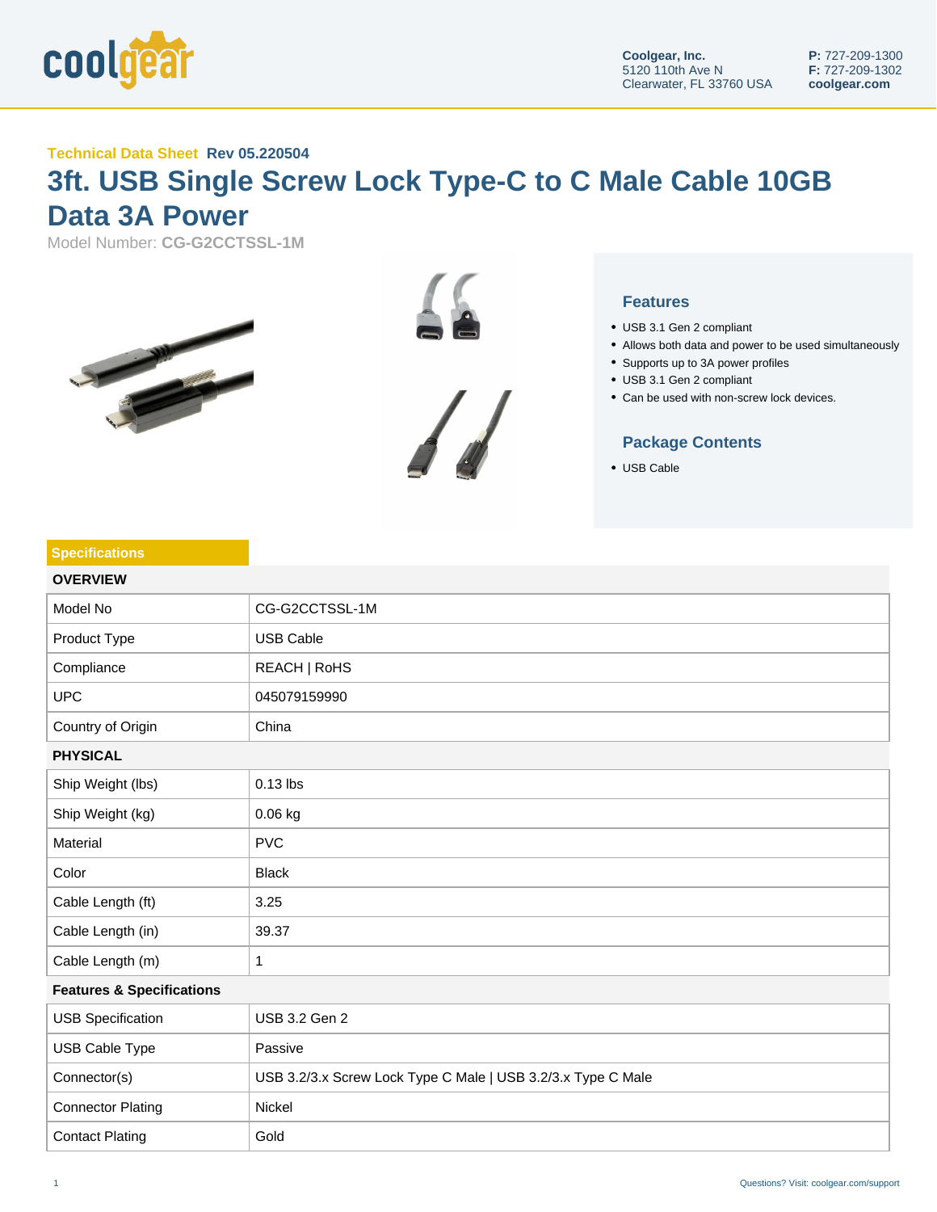Coolgear, Inc.
5120 110th Ave N
Clearwater, FL 33760 USA

**P:** 727-209-1300
**F:** 727-209-1302
**coolgear.com**

**Technical Data Sheet** **Rev 05.220504**

# 3ft. USB Single Screw Lock Type-C to C Male Cable 10GB Data 3A Power

Model Number: **CG-G2CCTSSL-1M**

## Features

- USB 3.1 Gen 2 compliant
- Allows both data and power to be used simultaneously
- Supports up to 3A power profiles
- USB 3.1 Gen 2 compliant
- Can be used with non-screw lock devices.

## Package Contents

- USB Cable

## Specifications

| **OVERVIEW** | |
|---|---|
| Model No | CG-G2CCTSSL-1M |
| Product Type | USB Cable |
| Compliance | REACH \| RoHS |
| UPC | 045079159990 |
| Country of Origin | China |
| **PHYSICAL** | |
| Ship Weight (lbs) | 0.13 lbs |
| Ship Weight (kg) | 0.06 kg |
| Material | PVC |
| Color | Black |
| Cable Length (ft) | 3.25 |
| Cable Length (in) | 39.37 |
| Cable Length (m) | 1 |
| **Features & Specifications** | |
| USB Specification | USB 3.2 Gen 2 |
| USB Cable Type | Passive |
| Connector(s) | USB 3.2/3.x Screw Lock Type C Male \| USB 3.2/3.x Type C Male |
| Connector Plating | Nickel |
| Contact Plating | Gold |

Questions? Visit: coolgear.com/support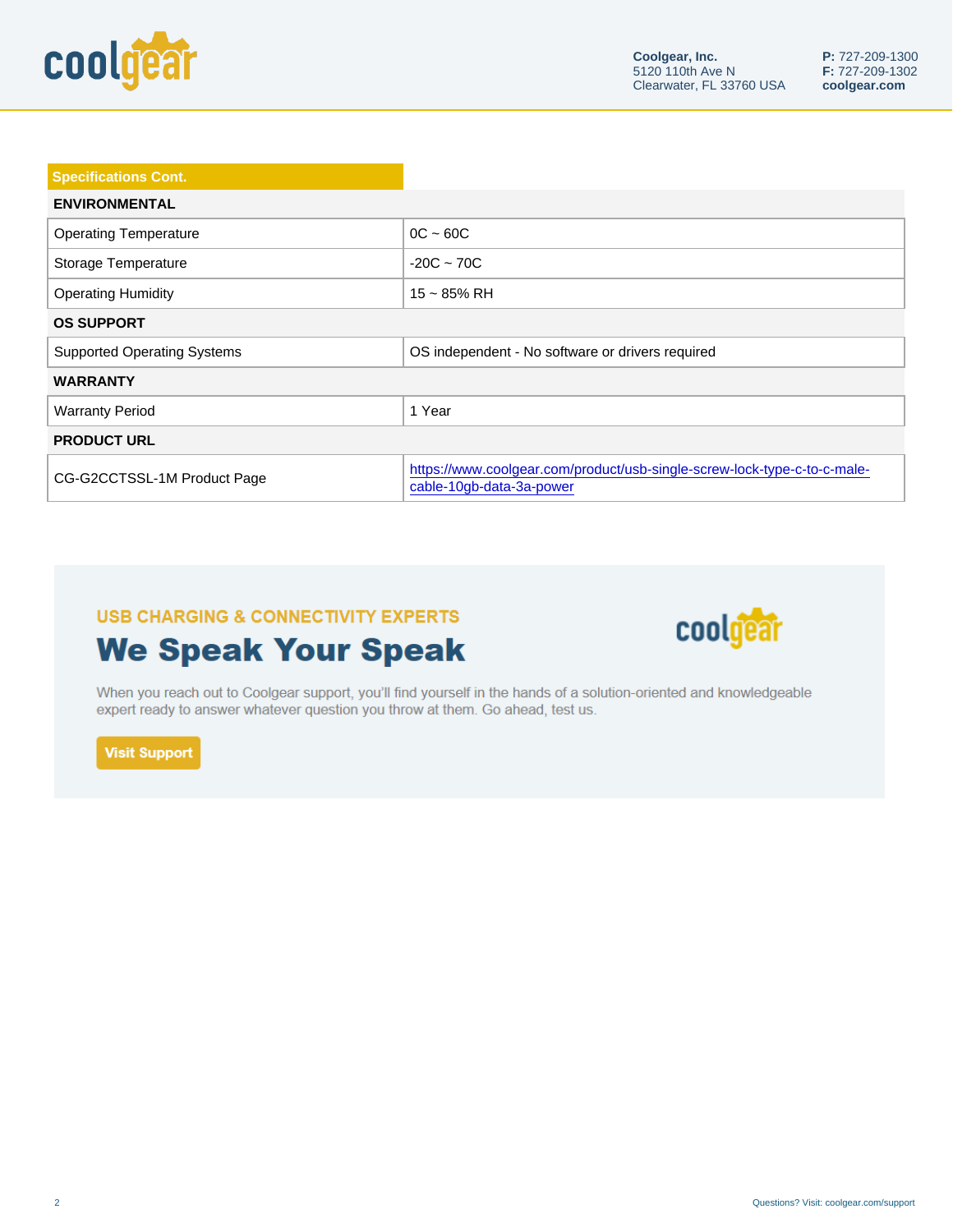Coolgear, Inc.
5120 110th Ave N
Clearwater, FL 33760 USA

**P:** 727-209-1300
**F:** 727-209-1302
**coolgear.com**

## Specifications Cont.

| | |
|---|---|
| **ENVIRONMENTAL** | |
| Operating Temperature | 0C ~ 60C |
| Storage Temperature | -20C ~ 70C |
| Operating Humidity | 15 ~ 85% RH |
| **OS SUPPORT** | |
| Supported Operating Systems | OS independent - No software or drivers required |
| **WARRANTY** | |
| Warranty Period | 1 Year |
| **PRODUCT URL** | |
| CG-G2CCTSSL-1M Product Page | https://www.coolgear.com/product/usb-single-screw-lock-type-c-to-c-male-cable-10gb-data-3a-power |

USB CHARGING & CONNECTIVITY EXPERTS

## We Speak Your Speak

When you reach out to Coolgear support, you'll find yourself in the hands of a solution-oriented and knowledgeable expert ready to answer whatever question you throw at them. Go ahead, test us.

Visit Support

Questions? Visit: coolgear.com/support